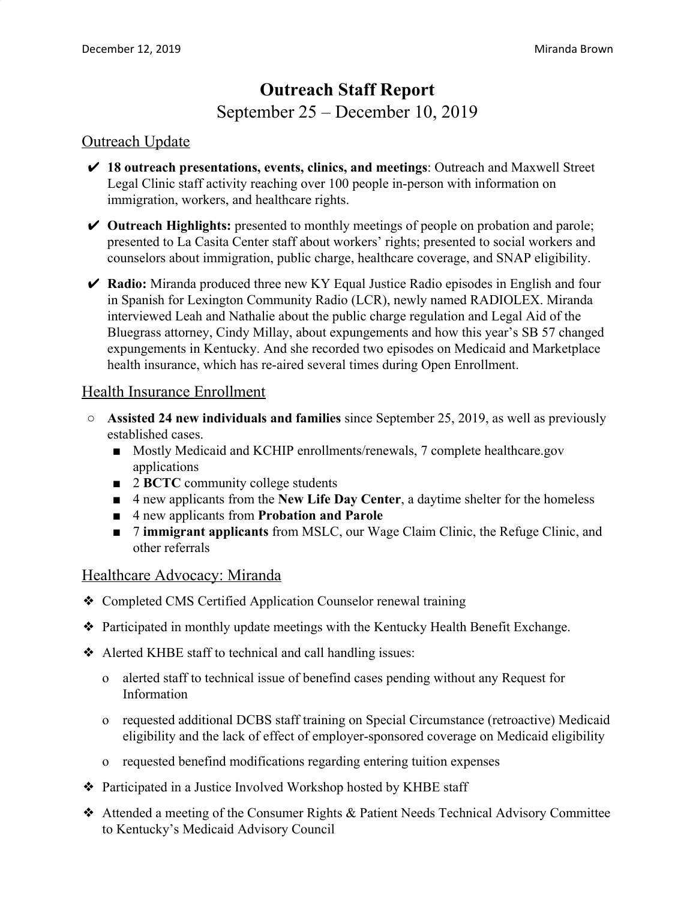# Outreach Staff Report

September 25 – December 10, 2019

## Outreach Update

- ✔ **18 outreach presentations, events, clinics, and meetings**: Outreach and Maxwell Street Legal Clinic staff activity reaching over 100 people in-person with information on immigration, workers, and healthcare rights.
- ✔ **Outreach Highlights:** presented to monthly meetings of people on probation and parole; presented to La Casita Center staff about workers' rights; presented to social workers and counselors about immigration, public charge, healthcare coverage, and SNAP eligibility.
- ✔ **Radio:** Miranda produced three new KY Equal Justice Radio episodes in English and four in Spanish for Lexington Community Radio (LCR), newly named RADIOLEX. Miranda interviewed Leah and Nathalie about the public charge regulation and Legal Aid of the Bluegrass attorney, Cindy Millay, about expungements and how this year's SB 57 changed expungements in Kentucky. And she recorded two episodes on Medicaid and Marketplace health insurance, which has re-aired several times during Open Enrollment.

## Health Insurance Enrollment

- **Assisted 24 new individuals and families** since September 25, 2019, as well as previously established cases.
  - Mostly Medicaid and KCHIP enrollments/renewals, 7 complete healthcare.gov applications
  - 2 **BCTC** community college students
  - 4 new applicants from the **New Life Day Center**, a daytime shelter for the homeless
  - 4 new applicants from **Probation and Parole**
  - 7 **immigrant applicants** from MSLC, our Wage Claim Clinic, the Refuge Clinic, and other referrals

## Healthcare Advocacy: Miranda

- Completed CMS Certified Application Counselor renewal training
- Participated in monthly update meetings with the Kentucky Health Benefit Exchange.
- Alerted KHBE staff to technical and call handling issues:
  - alerted staff to technical issue of benefind cases pending without any Request for Information
  - requested additional DCBS staff training on Special Circumstance (retroactive) Medicaid eligibility and the lack of effect of employer-sponsored coverage on Medicaid eligibility
  - requested benefind modifications regarding entering tuition expenses
- Participated in a Justice Involved Workshop hosted by KHBE staff
- Attended a meeting of the Consumer Rights & Patient Needs Technical Advisory Committee to Kentucky's Medicaid Advisory Council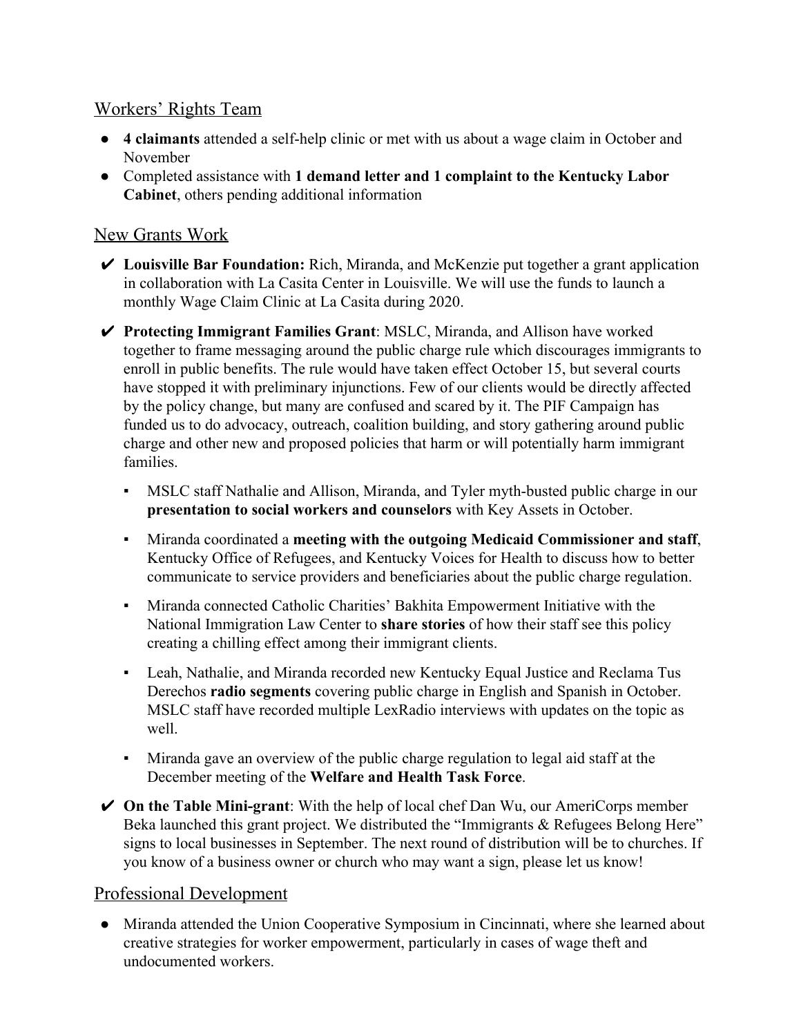## Workers' Rights Team

- **4 claimants** attended a self-help clinic or met with us about a wage claim in October and November
- Completed assistance with **1 demand letter and 1 complaint to the Kentucky Labor Cabinet**, others pending additional information

## New Grants Work

- ✔ **Louisville Bar Foundation:** Rich, Miranda, and McKenzie put together a grant application in collaboration with La Casita Center in Louisville. We will use the funds to launch a monthly Wage Claim Clinic at La Casita during 2020.
- ✔ **Protecting Immigrant Families Grant**: MSLC, Miranda, and Allison have worked together to frame messaging around the public charge rule which discourages immigrants to enroll in public benefits. The rule would have taken effect October 15, but several courts have stopped it with preliminary injunctions. Few of our clients would be directly affected by the policy change, but many are confused and scared by it. The PIF Campaign has funded us to do advocacy, outreach, coalition building, and story gathering around public charge and other new and proposed policies that harm or will potentially harm immigrant families.
  - MSLC staff Nathalie and Allison, Miranda, and Tyler myth-busted public charge in our **presentation to social workers and counselors** with Key Assets in October.
  - Miranda coordinated a **meeting with the outgoing Medicaid Commissioner and staff**, Kentucky Office of Refugees, and Kentucky Voices for Health to discuss how to better communicate to service providers and beneficiaries about the public charge regulation.
  - Miranda connected Catholic Charities' Bakhita Empowerment Initiative with the National Immigration Law Center to **share stories** of how their staff see this policy creating a chilling effect among their immigrant clients.
  - Leah, Nathalie, and Miranda recorded new Kentucky Equal Justice and Reclama Tus Derechos **radio segments** covering public charge in English and Spanish in October. MSLC staff have recorded multiple LexRadio interviews with updates on the topic as well.
  - Miranda gave an overview of the public charge regulation to legal aid staff at the December meeting of the **Welfare and Health Task Force**.
- ✔ **On the Table Mini-grant**: With the help of local chef Dan Wu, our AmeriCorps member Beka launched this grant project. We distributed the "Immigrants & Refugees Belong Here" signs to local businesses in September. The next round of distribution will be to churches. If you know of a business owner or church who may want a sign, please let us know!

## Professional Development

- Miranda attended the Union Cooperative Symposium in Cincinnati, where she learned about creative strategies for worker empowerment, particularly in cases of wage theft and undocumented workers.